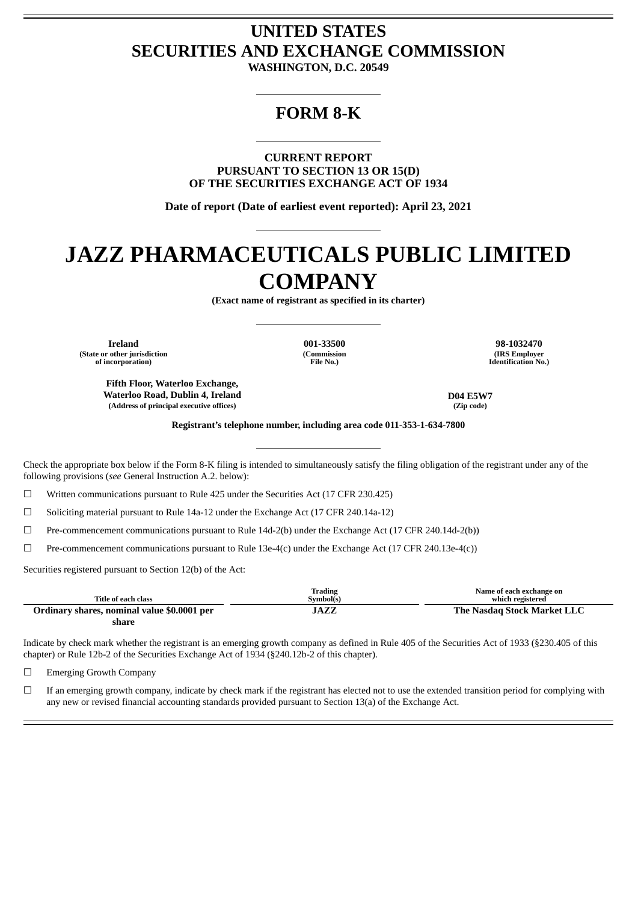# UNITED STATES
# SECURITIES AND EXCHANGE COMMISSION
**WASHINGTON, D.C. 20549**

# FORM 8-K

**CURRENT REPORT**
**PURSUANT TO SECTION 13 OR 15(D)**
**OF THE SECURITIES EXCHANGE ACT OF 1934**

**Date of report (Date of earliest event reported): April 23, 2021**

# JAZZ PHARMACEUTICALS PUBLIC LIMITED COMPANY

**(Exact name of registrant as specified in its charter)**

| Ireland | 001-33500 | 98-1032470 |
|---|---|---|
| (State or other jurisdiction of incorporation) | (Commission File No.) | (IRS Employer Identification No.) |

| Fifth Floor, Waterloo Exchange, Waterloo Road, Dublin 4, Ireland | D04 E5W7 |
|---|---|
| (Address of principal executive offices) | (Zip code) |

**Registrant's telephone number, including area code 011-353-1-634-7800**

Check the appropriate box below if the Form 8-K filing is intended to simultaneously satisfy the filing obligation of the registrant under any of the following provisions (*see* General Instruction A.2. below):

☐ Written communications pursuant to Rule 425 under the Securities Act (17 CFR 230.425)

☐ Soliciting material pursuant to Rule 14a-12 under the Exchange Act (17 CFR 240.14a-12)

☐ Pre-commencement communications pursuant to Rule 14d-2(b) under the Exchange Act (17 CFR 240.14d-2(b))

☐ Pre-commencement communications pursuant to Rule 13e-4(c) under the Exchange Act (17 CFR 240.13e-4(c))

Securities registered pursuant to Section 12(b) of the Act:

| Title of each class | Trading Symbol(s) | Name of each exchange on which registered |
|---|---|---|
| **Ordinary shares, nominal value \$0.0001 per share** | **JAZZ** | **The Nasdaq Stock Market LLC** |

Indicate by check mark whether the registrant is an emerging growth company as defined in Rule 405 of the Securities Act of 1933 (§230.405 of this chapter) or Rule 12b-2 of the Securities Exchange Act of 1934 (§240.12b-2 of this chapter).

☐ Emerging Growth Company

☐ If an emerging growth company, indicate by check mark if the registrant has elected not to use the extended transition period for complying with any new or revised financial accounting standards provided pursuant to Section 13(a) of the Exchange Act.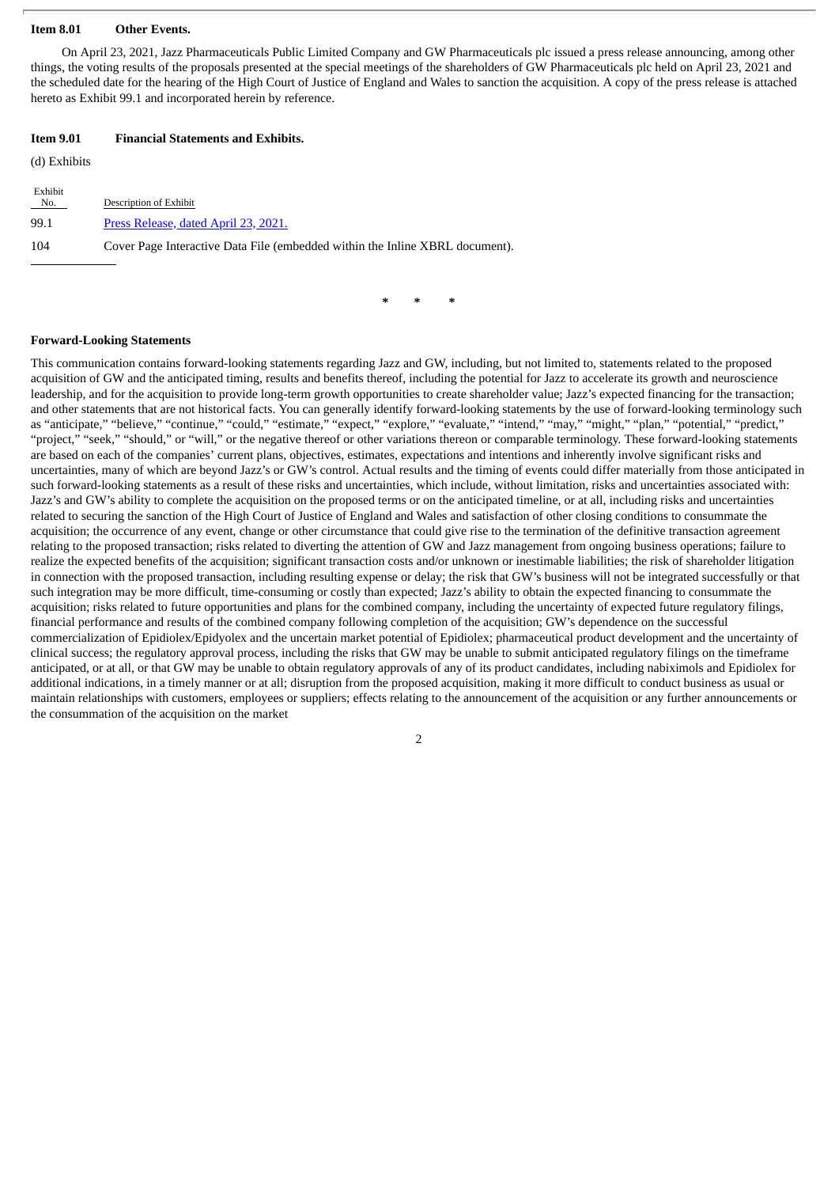**Item 8.01 Other Events.**

On April 23, 2021, Jazz Pharmaceuticals Public Limited Company and GW Pharmaceuticals plc issued a press release announcing, among other things, the voting results of the proposals presented at the special meetings of the shareholders of GW Pharmaceuticals plc held on April 23, 2021 and the scheduled date for the hearing of the High Court of Justice of England and Wales to sanction the acquisition. A copy of the press release is attached hereto as Exhibit 99.1 and incorporated herein by reference.

**Item 9.01 Financial Statements and Exhibits.**

(d) Exhibits

| Exhibit No. | Description of Exhibit |
| --- | --- |
| 99.1 | Press Release, dated April 23, 2021. |
| 104 | Cover Page Interactive Data File (embedded within the Inline XBRL document). |

\* \* \*

**Forward-Looking Statements**

This communication contains forward-looking statements regarding Jazz and GW, including, but not limited to, statements related to the proposed acquisition of GW and the anticipated timing, results and benefits thereof, including the potential for Jazz to accelerate its growth and neuroscience leadership, and for the acquisition to provide long-term growth opportunities to create shareholder value; Jazz's expected financing for the transaction; and other statements that are not historical facts. You can generally identify forward-looking statements by the use of forward-looking terminology such as "anticipate," "believe," "continue," "could," "estimate," "expect," "explore," "evaluate," "intend," "may," "might," "plan," "potential," "predict," "project," "seek," "should," or "will," or the negative thereof or other variations thereon or comparable terminology. These forward-looking statements are based on each of the companies' current plans, objectives, estimates, expectations and intentions and inherently involve significant risks and uncertainties, many of which are beyond Jazz's or GW's control. Actual results and the timing of events could differ materially from those anticipated in such forward-looking statements as a result of these risks and uncertainties, which include, without limitation, risks and uncertainties associated with: Jazz's and GW's ability to complete the acquisition on the proposed terms or on the anticipated timeline, or at all, including risks and uncertainties related to securing the sanction of the High Court of Justice of England and Wales and satisfaction of other closing conditions to consummate the acquisition; the occurrence of any event, change or other circumstance that could give rise to the termination of the definitive transaction agreement relating to the proposed transaction; risks related to diverting the attention of GW and Jazz management from ongoing business operations; failure to realize the expected benefits of the acquisition; significant transaction costs and/or unknown or inestimable liabilities; the risk of shareholder litigation in connection with the proposed transaction, including resulting expense or delay; the risk that GW's business will not be integrated successfully or that such integration may be more difficult, time-consuming or costly than expected; Jazz's ability to obtain the expected financing to consummate the acquisition; risks related to future opportunities and plans for the combined company, including the uncertainty of expected future regulatory filings, financial performance and results of the combined company following completion of the acquisition; GW's dependence on the successful commercialization of Epidiolex/Epidyolex and the uncertain market potential of Epidiolex; pharmaceutical product development and the uncertainty of clinical success; the regulatory approval process, including the risks that GW may be unable to submit anticipated regulatory filings on the timeframe anticipated, or at all, or that GW may be unable to obtain regulatory approvals of any of its product candidates, including nabiximols and Epidiolex for additional indications, in a timely manner or at all; disruption from the proposed acquisition, making it more difficult to conduct business as usual or maintain relationships with customers, employees or suppliers; effects relating to the announcement of the acquisition or any further announcements or the consummation of the acquisition on the market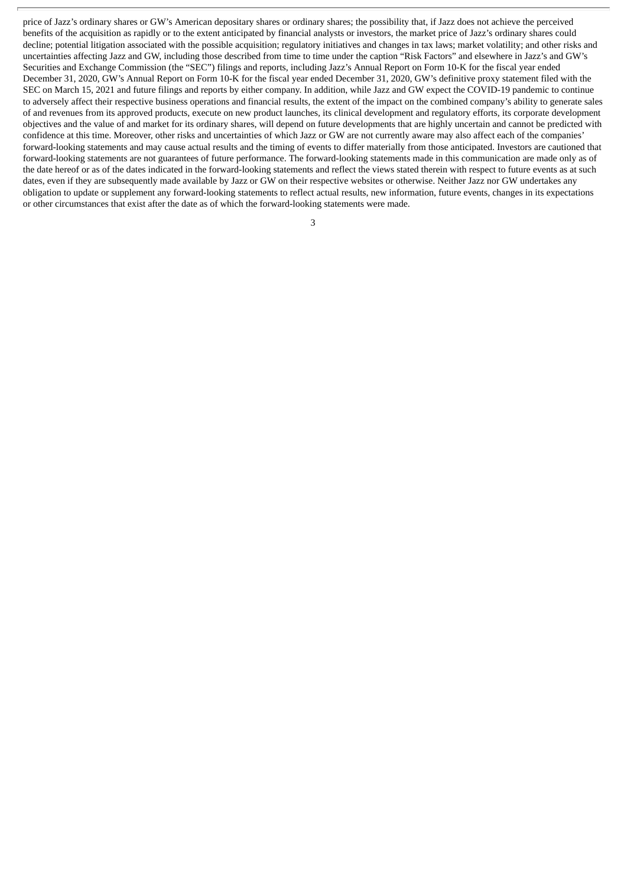price of Jazz's ordinary shares or GW's American depositary shares or ordinary shares; the possibility that, if Jazz does not achieve the perceived benefits of the acquisition as rapidly or to the extent anticipated by financial analysts or investors, the market price of Jazz's ordinary shares could decline; potential litigation associated with the possible acquisition; regulatory initiatives and changes in tax laws; market volatility; and other risks and uncertainties affecting Jazz and GW, including those described from time to time under the caption "Risk Factors" and elsewhere in Jazz's and GW's Securities and Exchange Commission (the "SEC") filings and reports, including Jazz's Annual Report on Form 10-K for the fiscal year ended December 31, 2020, GW's Annual Report on Form 10-K for the fiscal year ended December 31, 2020, GW's definitive proxy statement filed with the SEC on March 15, 2021 and future filings and reports by either company. In addition, while Jazz and GW expect the COVID-19 pandemic to continue to adversely affect their respective business operations and financial results, the extent of the impact on the combined company's ability to generate sales of and revenues from its approved products, execute on new product launches, its clinical development and regulatory efforts, its corporate development objectives and the value of and market for its ordinary shares, will depend on future developments that are highly uncertain and cannot be predicted with confidence at this time. Moreover, other risks and uncertainties of which Jazz or GW are not currently aware may also affect each of the companies' forward-looking statements and may cause actual results and the timing of events to differ materially from those anticipated. Investors are cautioned that forward-looking statements are not guarantees of future performance. The forward-looking statements made in this communication are made only as of the date hereof or as of the dates indicated in the forward-looking statements and reflect the views stated therein with respect to future events as at such dates, even if they are subsequently made available by Jazz or GW on their respective websites or otherwise. Neither Jazz nor GW undertakes any obligation to update or supplement any forward-looking statements to reflect actual results, new information, future events, changes in its expectations or other circumstances that exist after the date as of which the forward-looking statements were made.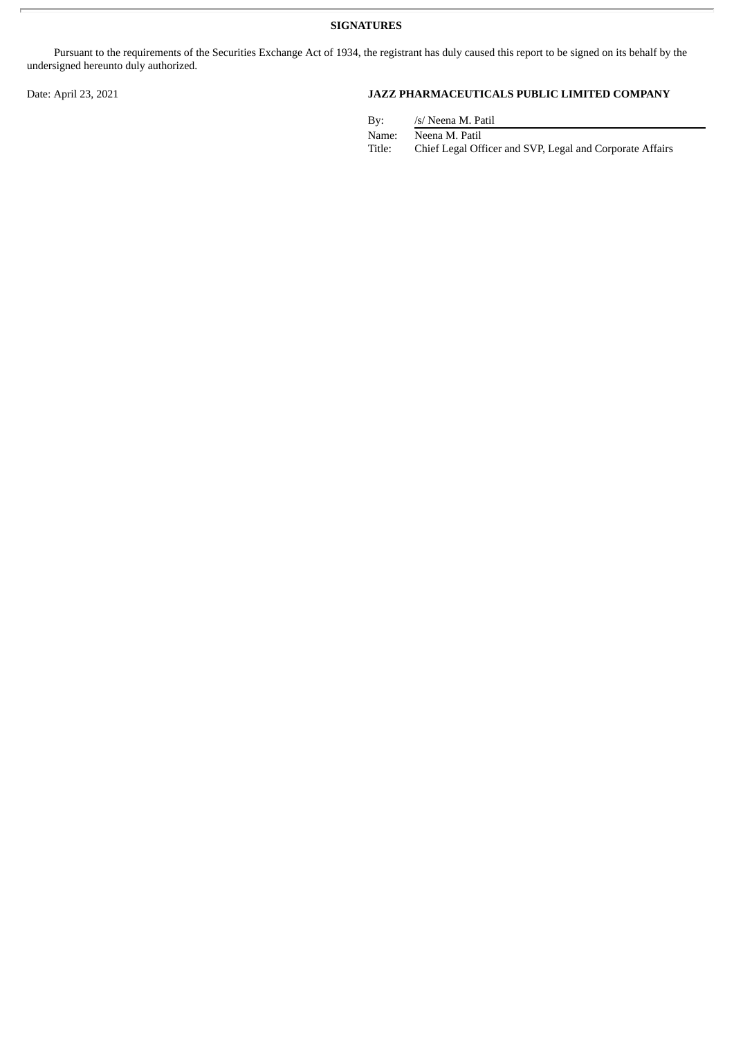**SIGNATURES**

Pursuant to the requirements of the Securities Exchange Act of 1934, the registrant has duly caused this report to be signed on its behalf by the undersigned hereunto duly authorized.

Date: April 23, 2021

**JAZZ PHARMACEUTICALS PUBLIC LIMITED COMPANY**

| | |
|---|---|
| By: | /s/ Neena M. Patil |
| Name: | Neena M. Patil |
| Title: | Chief Legal Officer and SVP, Legal and Corporate Affairs |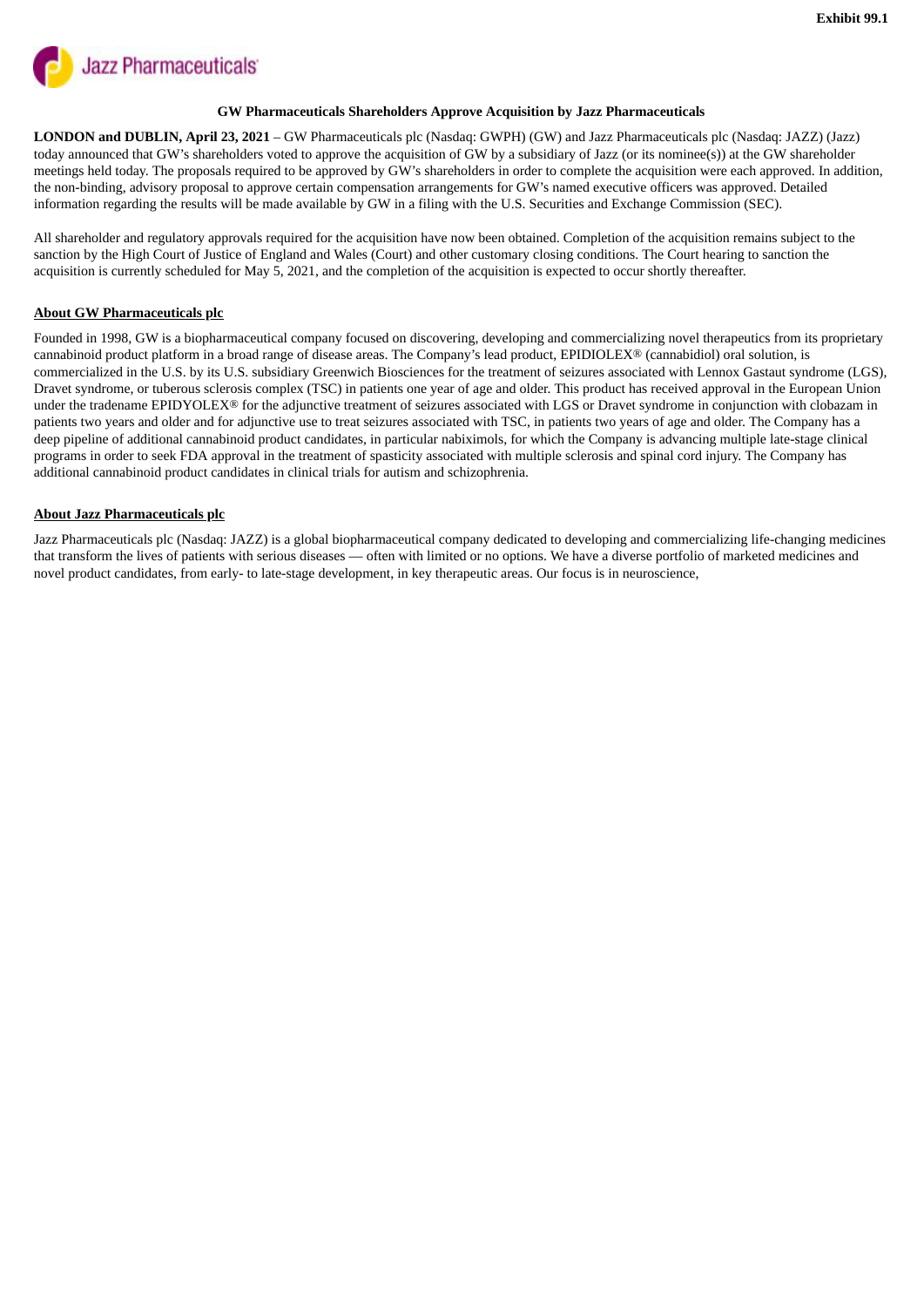Exhibit 99.1

Jazz Pharmaceuticals

**GW Pharmaceuticals Shareholders Approve Acquisition by Jazz Pharmaceuticals**

**LONDON and DUBLIN, April 23, 2021** – GW Pharmaceuticals plc (Nasdaq: GWPH) (GW) and Jazz Pharmaceuticals plc (Nasdaq: JAZZ) (Jazz) today announced that GW's shareholders voted to approve the acquisition of GW by a subsidiary of Jazz (or its nominee(s)) at the GW shareholder meetings held today. The proposals required to be approved by GW's shareholders in order to complete the acquisition were each approved. In addition, the non-binding, advisory proposal to approve certain compensation arrangements for GW's named executive officers was approved. Detailed information regarding the results will be made available by GW in a filing with the U.S. Securities and Exchange Commission (SEC).

All shareholder and regulatory approvals required for the acquisition have now been obtained. Completion of the acquisition remains subject to the sanction by the High Court of Justice of England and Wales (Court) and other customary closing conditions. The Court hearing to sanction the acquisition is currently scheduled for May 5, 2021, and the completion of the acquisition is expected to occur shortly thereafter.

**About GW Pharmaceuticals plc**

Founded in 1998, GW is a biopharmaceutical company focused on discovering, developing and commercializing novel therapeutics from its proprietary cannabinoid product platform in a broad range of disease areas. The Company's lead product, EPIDIOLEX® (cannabidiol) oral solution, is commercialized in the U.S. by its U.S. subsidiary Greenwich Biosciences for the treatment of seizures associated with Lennox Gastaut syndrome (LGS), Dravet syndrome, or tuberous sclerosis complex (TSC) in patients one year of age and older. This product has received approval in the European Union under the tradename EPIDYOLEX® for the adjunctive treatment of seizures associated with LGS or Dravet syndrome in conjunction with clobazam in patients two years and older and for adjunctive use to treat seizures associated with TSC, in patients two years of age and older. The Company has a deep pipeline of additional cannabinoid product candidates, in particular nabiximols, for which the Company is advancing multiple late-stage clinical programs in order to seek FDA approval in the treatment of spasticity associated with multiple sclerosis and spinal cord injury. The Company has additional cannabinoid product candidates in clinical trials for autism and schizophrenia.

**About Jazz Pharmaceuticals plc**

Jazz Pharmaceuticals plc (Nasdaq: JAZZ) is a global biopharmaceutical company dedicated to developing and commercializing life-changing medicines that transform the lives of patients with serious diseases — often with limited or no options. We have a diverse portfolio of marketed medicines and novel product candidates, from early- to late-stage development, in key therapeutic areas. Our focus is in neuroscience,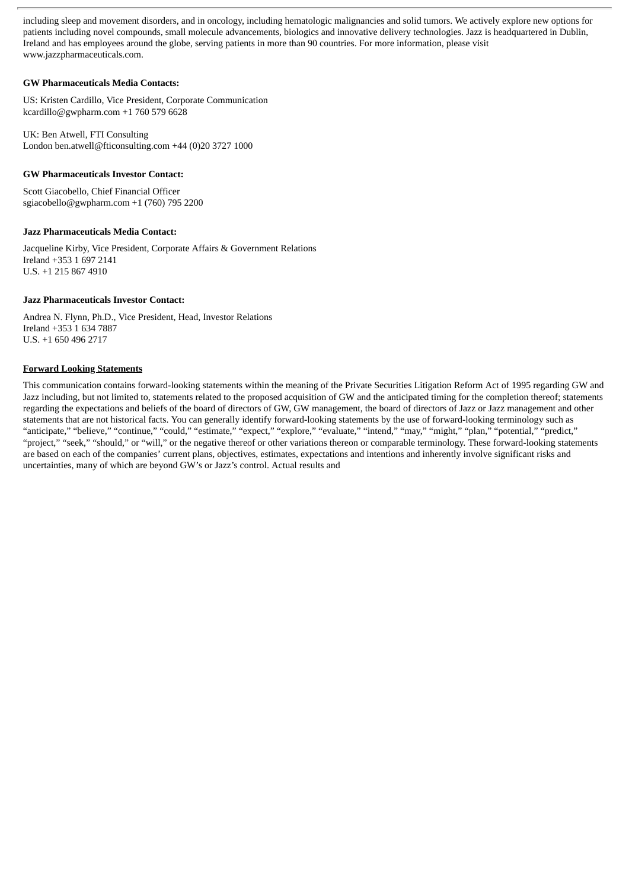including sleep and movement disorders, and in oncology, including hematologic malignancies and solid tumors. We actively explore new options for patients including novel compounds, small molecule advancements, biologics and innovative delivery technologies. Jazz is headquartered in Dublin, Ireland and has employees around the globe, serving patients in more than 90 countries. For more information, please visit www.jazzpharmaceuticals.com.

**GW Pharmaceuticals Media Contacts:**

US: Kristen Cardillo, Vice President, Corporate Communication
kcardillo@gwpharm.com +1 760 579 6628

UK: Ben Atwell, FTI Consulting
London ben.atwell@fticonsulting.com +44 (0)20 3727 1000

**GW Pharmaceuticals Investor Contact:**

Scott Giacobello, Chief Financial Officer
sgiacobello@gwpharm.com +1 (760) 795 2200

**Jazz Pharmaceuticals Media Contact:**

Jacqueline Kirby, Vice President, Corporate Affairs & Government Relations
Ireland +353 1 697 2141
U.S. +1 215 867 4910

**Jazz Pharmaceuticals Investor Contact:**

Andrea N. Flynn, Ph.D., Vice President, Head, Investor Relations
Ireland +353 1 634 7887
U.S. +1 650 496 2717

**Forward Looking Statements**

This communication contains forward-looking statements within the meaning of the Private Securities Litigation Reform Act of 1995 regarding GW and Jazz including, but not limited to, statements related to the proposed acquisition of GW and the anticipated timing for the completion thereof; statements regarding the expectations and beliefs of the board of directors of GW, GW management, the board of directors of Jazz or Jazz management and other statements that are not historical facts. You can generally identify forward-looking statements by the use of forward-looking terminology such as "anticipate," "believe," "continue," "could," "estimate," "expect," "explore," "evaluate," "intend," "may," "might," "plan," "potential," "predict," "project," "seek," "should," or "will," or the negative thereof or other variations thereon or comparable terminology. These forward-looking statements are based on each of the companies' current plans, objectives, estimates, expectations and intentions and inherently involve significant risks and uncertainties, many of which are beyond GW's or Jazz's control. Actual results and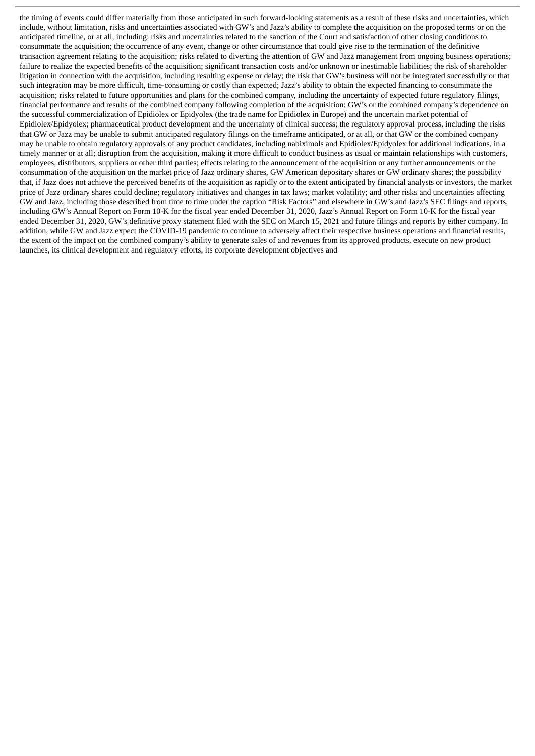the timing of events could differ materially from those anticipated in such forward-looking statements as a result of these risks and uncertainties, which include, without limitation, risks and uncertainties associated with GW's and Jazz's ability to complete the acquisition on the proposed terms or on the anticipated timeline, or at all, including: risks and uncertainties related to the sanction of the Court and satisfaction of other closing conditions to consummate the acquisition; the occurrence of any event, change or other circumstance that could give rise to the termination of the definitive transaction agreement relating to the acquisition; risks related to diverting the attention of GW and Jazz management from ongoing business operations; failure to realize the expected benefits of the acquisition; significant transaction costs and/or unknown or inestimable liabilities; the risk of shareholder litigation in connection with the acquisition, including resulting expense or delay; the risk that GW's business will not be integrated successfully or that such integration may be more difficult, time-consuming or costly than expected; Jazz's ability to obtain the expected financing to consummate the acquisition; risks related to future opportunities and plans for the combined company, including the uncertainty of expected future regulatory filings, financial performance and results of the combined company following completion of the acquisition; GW's or the combined company's dependence on the successful commercialization of Epidiolex or Epidyolex (the trade name for Epidiolex in Europe) and the uncertain market potential of Epidiolex/Epidyolex; pharmaceutical product development and the uncertainty of clinical success; the regulatory approval process, including the risks that GW or Jazz may be unable to submit anticipated regulatory filings on the timeframe anticipated, or at all, or that GW or the combined company may be unable to obtain regulatory approvals of any product candidates, including nabiximols and Epidiolex/Epidyolex for additional indications, in a timely manner or at all; disruption from the acquisition, making it more difficult to conduct business as usual or maintain relationships with customers, employees, distributors, suppliers or other third parties; effects relating to the announcement of the acquisition or any further announcements or the consummation of the acquisition on the market price of Jazz ordinary shares, GW American depositary shares or GW ordinary shares; the possibility that, if Jazz does not achieve the perceived benefits of the acquisition as rapidly or to the extent anticipated by financial analysts or investors, the market price of Jazz ordinary shares could decline; regulatory initiatives and changes in tax laws; market volatility; and other risks and uncertainties affecting GW and Jazz, including those described from time to time under the caption "Risk Factors" and elsewhere in GW's and Jazz's SEC filings and reports, including GW's Annual Report on Form 10-K for the fiscal year ended December 31, 2020, Jazz's Annual Report on Form 10-K for the fiscal year ended December 31, 2020, GW's definitive proxy statement filed with the SEC on March 15, 2021 and future filings and reports by either company. In addition, while GW and Jazz expect the COVID-19 pandemic to continue to adversely affect their respective business operations and financial results, the extent of the impact on the combined company's ability to generate sales of and revenues from its approved products, execute on new product launches, its clinical development and regulatory efforts, its corporate development objectives and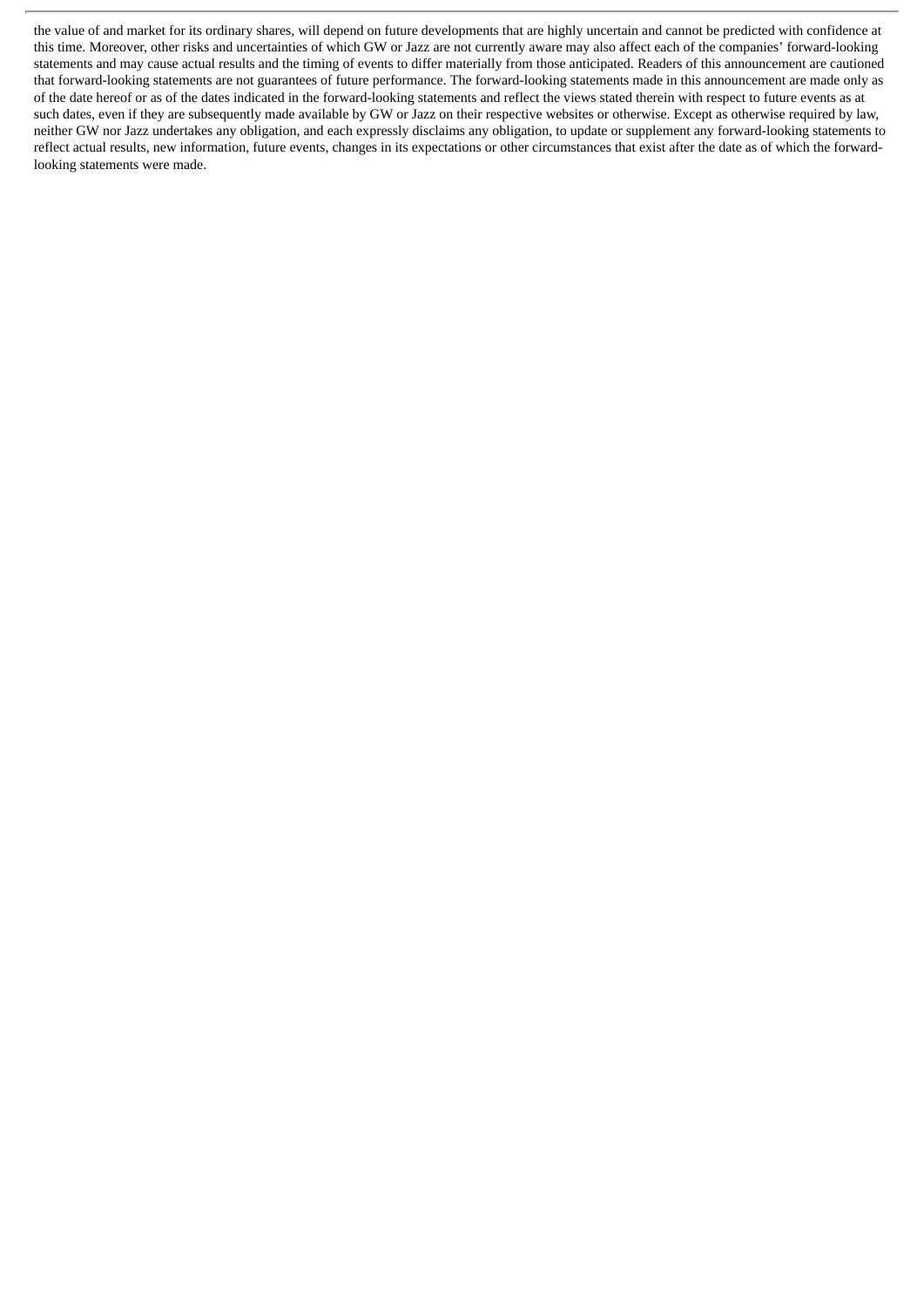the value of and market for its ordinary shares, will depend on future developments that are highly uncertain and cannot be predicted with confidence at this time. Moreover, other risks and uncertainties of which GW or Jazz are not currently aware may also affect each of the companies' forward-looking statements and may cause actual results and the timing of events to differ materially from those anticipated. Readers of this announcement are cautioned that forward-looking statements are not guarantees of future performance. The forward-looking statements made in this announcement are made only as of the date hereof or as of the dates indicated in the forward-looking statements and reflect the views stated therein with respect to future events as at such dates, even if they are subsequently made available by GW or Jazz on their respective websites or otherwise. Except as otherwise required by law, neither GW nor Jazz undertakes any obligation, and each expressly disclaims any obligation, to update or supplement any forward-looking statements to reflect actual results, new information, future events, changes in its expectations or other circumstances that exist after the date as of which the forward-looking statements were made.